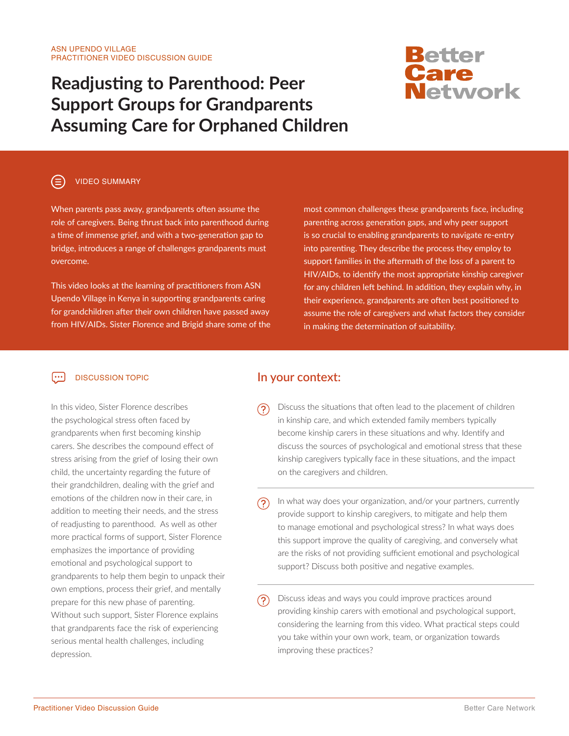ASN UPENDO VILLAGE
PRACTITIONER VIDEO DISCUSSION GUIDE

# Readjusting to Parenthood: Peer Support Groups for Grandparents Assuming Care for Orphaned Children

Better Care Network

## VIDEO SUMMARY

When parents pass away, grandparents often assume the role of caregivers. Being thrust back into parenthood during a time of immense grief, and with a two-generation gap to bridge, introduces a range of challenges grandparents must overcome.

This video looks at the learning of practitioners from ASN Upendo Village in Kenya in supporting grandparents caring for grandchildren after their own children have passed away from HIV/AIDs. Sister Florence and Brigid share some of the most common challenges these grandparents face, including parenting across generation gaps, and why peer support is so crucial to enabling grandparents to navigate re-entry into parenting. They describe the process they employ to support families in the aftermath of the loss of a parent to HIV/AIDs, to identify the most appropriate kinship caregiver for any children left behind. In addition, they explain why, in their experience, grandparents are often best positioned to assume the role of caregivers and what factors they consider in making the determination of suitability.

## DISCUSSION TOPIC

In this video, Sister Florence describes the psychological stress often faced by grandparents when first becoming kinship carers. She describes the compound effect of stress arising from the grief of losing their own child, the uncertainty regarding the future of their grandchildren, dealing with the grief and emotions of the children now in their care, in addition to meeting their needs, and the stress of readjusting to parenthood. As well as other more practical forms of support, Sister Florence emphasizes the importance of providing emotional and psychological support to grandparents to help them begin to unpack their own emptions, process their grief, and mentally prepare for this new phase of parenting. Without such support, Sister Florence explains that grandparents face the risk of experiencing serious mental health challenges, including depression.

## In your context:

- Discuss the situations that often lead to the placement of children in kinship care, and which extended family members typically become kinship carers in these situations and why. Identify and discuss the sources of psychological and emotional stress that these kinship caregivers typically face in these situations, and the impact on the caregivers and children.

- In what way does your organization, and/or your partners, currently provide support to kinship caregivers, to mitigate and help them to manage emotional and psychological stress? In what ways does this support improve the quality of caregiving, and conversely what are the risks of not providing sufficient emotional and psychological support? Discuss both positive and negative examples.

- Discuss ideas and ways you could improve practices around providing kinship carers with emotional and psychological support, considering the learning from this video. What practical steps could you take within your own work, team, or organization towards improving these practices?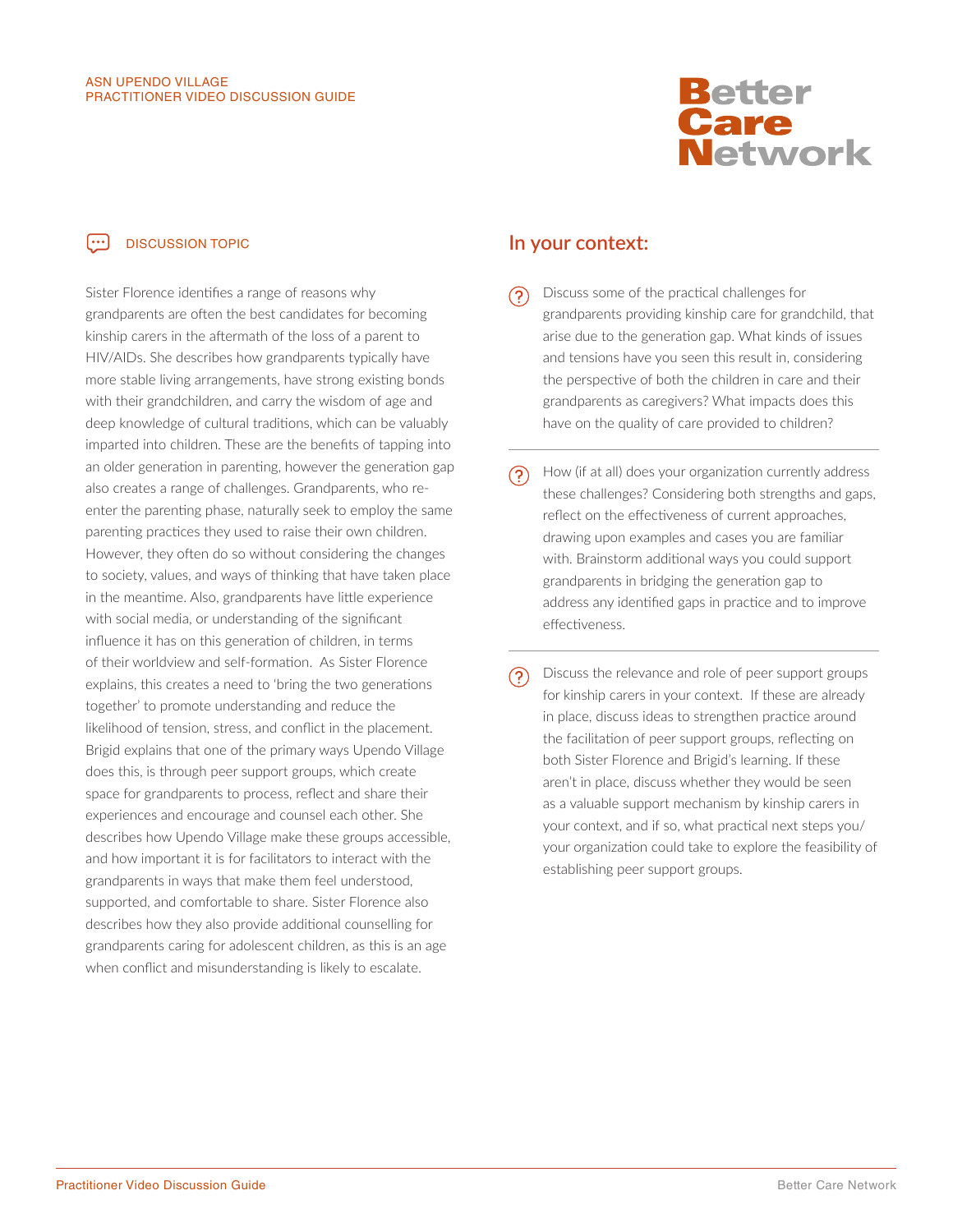ASN UPENDO VILLAGE
PRACTITIONER VIDEO DISCUSSION GUIDE

## DISCUSSION TOPIC

Sister Florence identifies a range of reasons why grandparents are often the best candidates for becoming kinship carers in the aftermath of the loss of a parent to HIV/AIDs. She describes how grandparents typically have more stable living arrangements, have strong existing bonds with their grandchildren, and carry the wisdom of age and deep knowledge of cultural traditions, which can be valuably imparted into children. These are the benefits of tapping into an older generation in parenting, however the generation gap also creates a range of challenges. Grandparents, who re-enter the parenting phase, naturally seek to employ the same parenting practices they used to raise their own children. However, they often do so without considering the changes to society, values, and ways of thinking that have taken place in the meantime. Also, grandparents have little experience with social media, or understanding of the significant influence it has on this generation of children, in terms of their worldview and self-formation. As Sister Florence explains, this creates a need to 'bring the two generations together' to promote understanding and reduce the likelihood of tension, stress, and conflict in the placement. Brigid explains that one of the primary ways Upendo Village does this, is through peer support groups, which create space for grandparents to process, reflect and share their experiences and encourage and counsel each other. She describes how Upendo Village make these groups accessible, and how important it is for facilitators to interact with the grandparents in ways that make them feel understood, supported, and comfortable to share. Sister Florence also describes how they also provide additional counselling for grandparents caring for adolescent children, as this is an age when conflict and misunderstanding is likely to escalate.

## In your context:

- Discuss some of the practical challenges for grandparents providing kinship care for grandchild, that arise due to the generation gap. What kinds of issues and tensions have you seen this result in, considering the perspective of both the children in care and their grandparents as caregivers? What impacts does this have on the quality of care provided to children?

- How (if at all) does your organization currently address these challenges? Considering both strengths and gaps, reflect on the effectiveness of current approaches, drawing upon examples and cases you are familiar with. Brainstorm additional ways you could support grandparents in bridging the generation gap to address any identified gaps in practice and to improve effectiveness.

- Discuss the relevance and role of peer support groups for kinship carers in your context. If these are already in place, discuss ideas to strengthen practice around the facilitation of peer support groups, reflecting on both Sister Florence and Brigid's learning. If these aren't in place, discuss whether they would be seen as a valuable support mechanism by kinship carers in your context, and if so, what practical next steps you/your organization could take to explore the feasibility of establishing peer support groups.